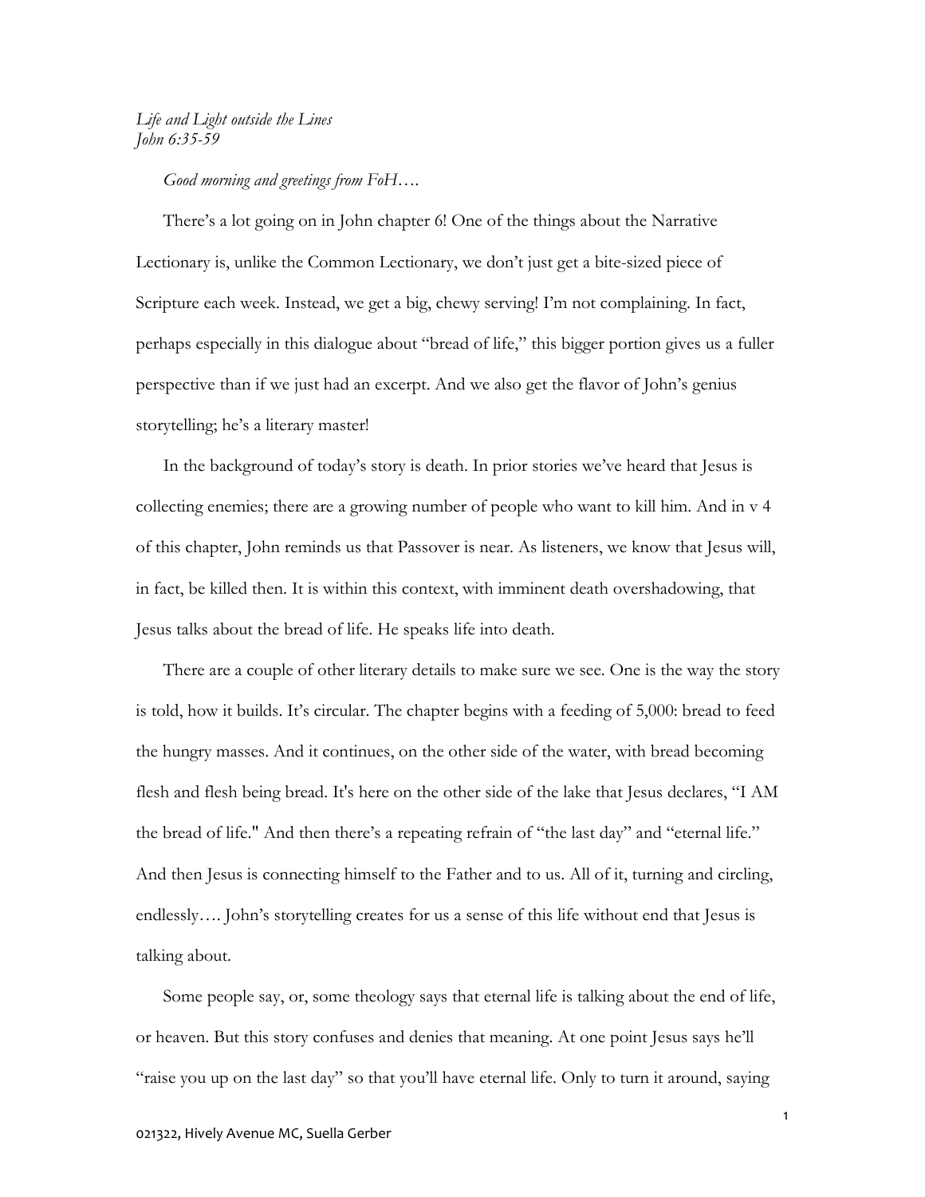*Life and Light outside the Lines*
*John 6:35-59*

*Good morning and greetings from FoH….*

There's a lot going on in John chapter 6! One of the things about the Narrative Lectionary is, unlike the Common Lectionary, we don't just get a bite-sized piece of Scripture each week. Instead, we get a big, chewy serving! I'm not complaining. In fact, perhaps especially in this dialogue about "bread of life," this bigger portion gives us a fuller perspective than if we just had an excerpt. And we also get the flavor of John's genius storytelling; he's a literary master!

In the background of today's story is death. In prior stories we've heard that Jesus is collecting enemies; there are a growing number of people who want to kill him. And in v 4 of this chapter, John reminds us that Passover is near. As listeners, we know that Jesus will, in fact, be killed then. It is within this context, with imminent death overshadowing, that Jesus talks about the bread of life. He speaks life into death.

There are a couple of other literary details to make sure we see. One is the way the story is told, how it builds. It's circular. The chapter begins with a feeding of 5,000: bread to feed the hungry masses. And it continues, on the other side of the water, with bread becoming flesh and flesh being bread. It's here on the other side of the lake that Jesus declares, "I AM the bread of life." And then there's a repeating refrain of "the last day" and "eternal life." And then Jesus is connecting himself to the Father and to us. All of it, turning and circling, endlessly…. John's storytelling creates for us a sense of this life without end that Jesus is talking about.

Some people say, or, some theology says that eternal life is talking about the end of life, or heaven. But this story confuses and denies that meaning. At one point Jesus says he'll "raise you up on the last day" so that you'll have eternal life. Only to turn it around, saying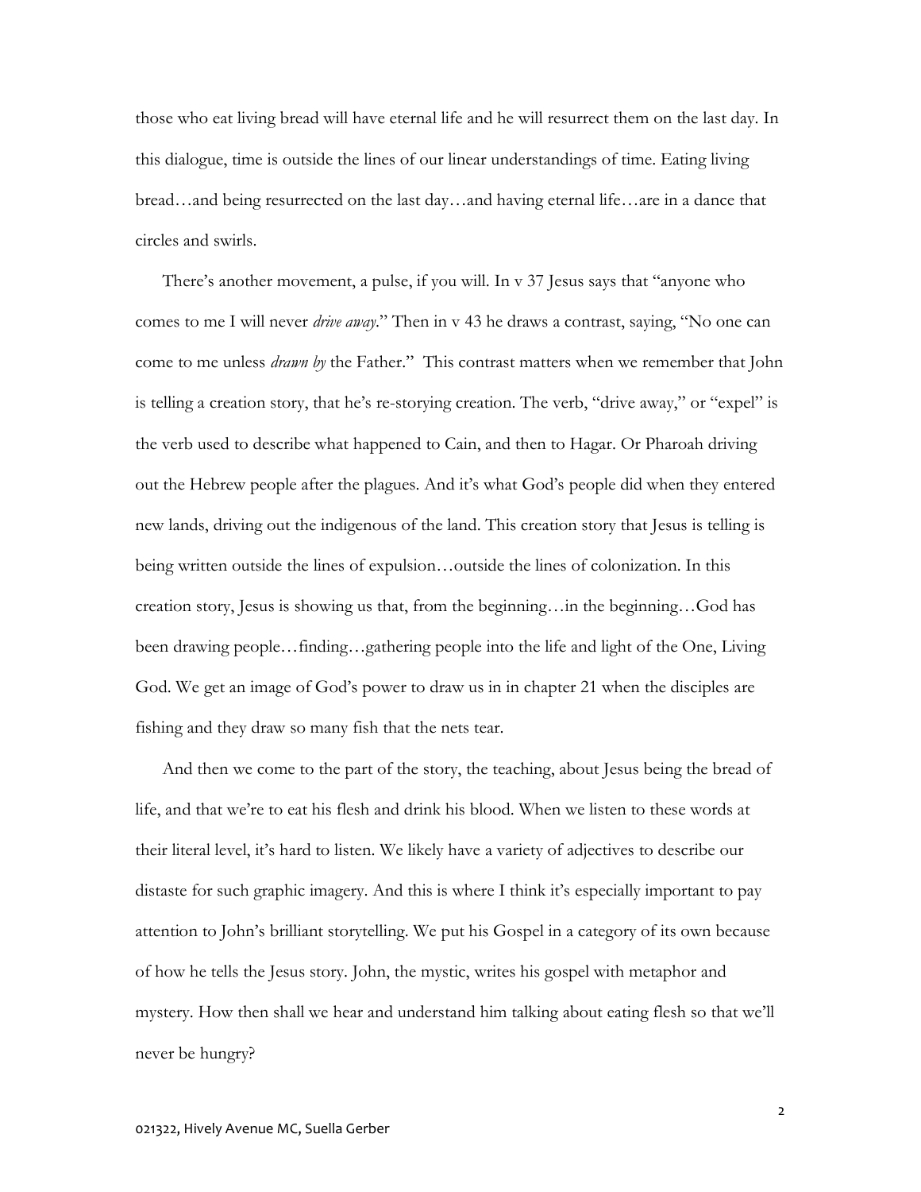those who eat living bread will have eternal life and he will resurrect them on the last day. In this dialogue, time is outside the lines of our linear understandings of time. Eating living bread…and being resurrected on the last day…and having eternal life…are in a dance that circles and swirls.

There's another movement, a pulse, if you will. In v 37 Jesus says that "anyone who comes to me I will never *drive away*." Then in v 43 he draws a contrast, saying, "No one can come to me unless *drawn by* the Father." This contrast matters when we remember that John is telling a creation story, that he's re-storying creation. The verb, "drive away," or "expel" is the verb used to describe what happened to Cain, and then to Hagar. Or Pharoah driving out the Hebrew people after the plagues. And it's what God's people did when they entered new lands, driving out the indigenous of the land. This creation story that Jesus is telling is being written outside the lines of expulsion…outside the lines of colonization. In this creation story, Jesus is showing us that, from the beginning…in the beginning…God has been drawing people…finding…gathering people into the life and light of the One, Living God. We get an image of God's power to draw us in in chapter 21 when the disciples are fishing and they draw so many fish that the nets tear.

And then we come to the part of the story, the teaching, about Jesus being the bread of life, and that we're to eat his flesh and drink his blood. When we listen to these words at their literal level, it's hard to listen. We likely have a variety of adjectives to describe our distaste for such graphic imagery. And this is where I think it's especially important to pay attention to John's brilliant storytelling. We put his Gospel in a category of its own because of how he tells the Jesus story. John, the mystic, writes his gospel with metaphor and mystery. How then shall we hear and understand him talking about eating flesh so that we'll never be hungry?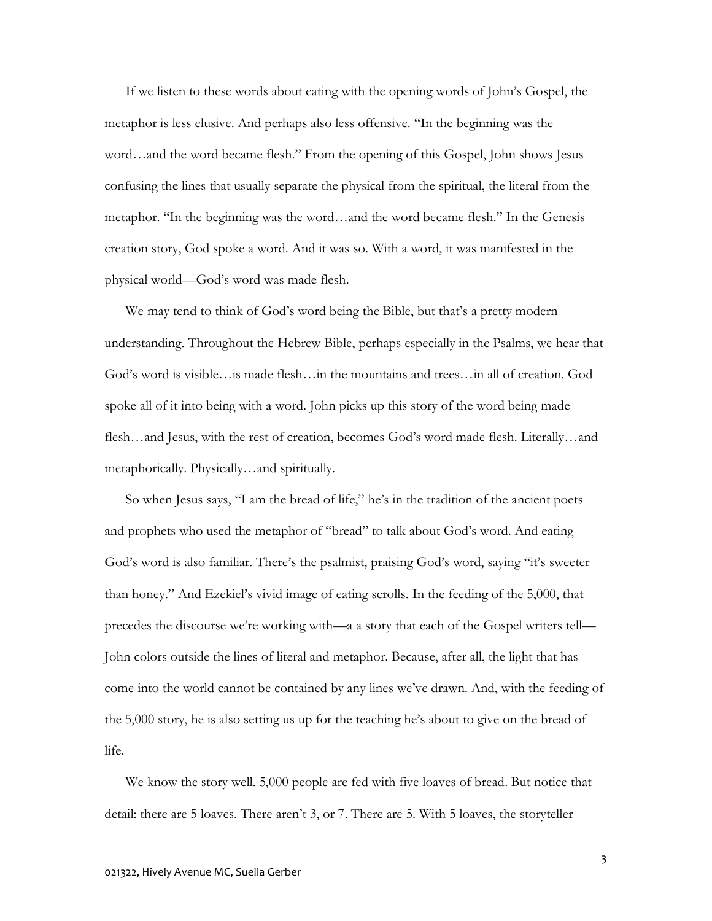If we listen to these words about eating with the opening words of John's Gospel, the metaphor is less elusive. And perhaps also less offensive. "In the beginning was the word…and the word became flesh." From the opening of this Gospel, John shows Jesus confusing the lines that usually separate the physical from the spiritual, the literal from the metaphor. "In the beginning was the word…and the word became flesh." In the Genesis creation story, God spoke a word. And it was so. With a word, it was manifested in the physical world—God's word was made flesh.

We may tend to think of God's word being the Bible, but that's a pretty modern understanding. Throughout the Hebrew Bible, perhaps especially in the Psalms, we hear that God's word is visible…is made flesh…in the mountains and trees…in all of creation. God spoke all of it into being with a word. John picks up this story of the word being made flesh…and Jesus, with the rest of creation, becomes God's word made flesh. Literally…and metaphorically. Physically…and spiritually.

So when Jesus says, "I am the bread of life," he's in the tradition of the ancient poets and prophets who used the metaphor of "bread" to talk about God's word. And eating God's word is also familiar. There's the psalmist, praising God's word, saying "it's sweeter than honey." And Ezekiel's vivid image of eating scrolls. In the feeding of the 5,000, that precedes the discourse we're working with—a a story that each of the Gospel writers tell—John colors outside the lines of literal and metaphor. Because, after all, the light that has come into the world cannot be contained by any lines we've drawn. And, with the feeding of the 5,000 story, he is also setting us up for the teaching he's about to give on the bread of life.

We know the story well. 5,000 people are fed with five loaves of bread. But notice that detail: there are 5 loaves. There aren't 3, or 7. There are 5. With 5 loaves, the storyteller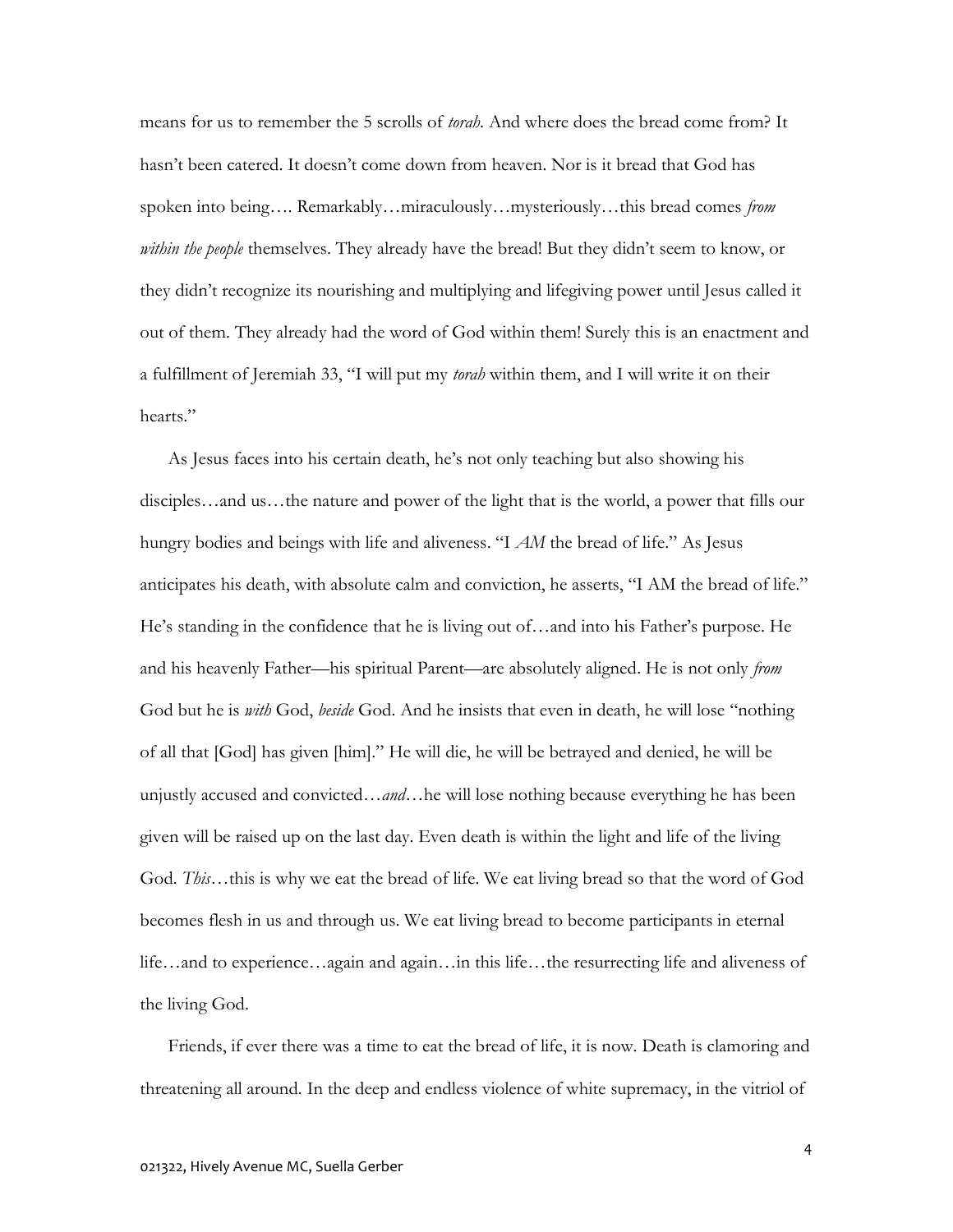means for us to remember the 5 scrolls of *torah*. And where does the bread come from? It hasn't been catered. It doesn't come down from heaven. Nor is it bread that God has spoken into being…. Remarkably…miraculously…mysteriously…this bread comes *from within the people* themselves. They already have the bread! But they didn't seem to know, or they didn't recognize its nourishing and multiplying and lifegiving power until Jesus called it out of them. They already had the word of God within them! Surely this is an enactment and a fulfillment of Jeremiah 33, "I will put my *torah* within them, and I will write it on their hearts."

As Jesus faces into his certain death, he's not only teaching but also showing his disciples…and us…the nature and power of the light that is the world, a power that fills our hungry bodies and beings with life and aliveness. "I *AM* the bread of life." As Jesus anticipates his death, with absolute calm and conviction, he asserts, "I AM the bread of life." He's standing in the confidence that he is living out of…and into his Father's purpose. He and his heavenly Father—his spiritual Parent—are absolutely aligned. He is not only *from* God but he is *with* God, *beside* God. And he insists that even in death, he will lose "nothing of all that [God] has given [him]." He will die, he will be betrayed and denied, he will be unjustly accused and convicted…*and*…he will lose nothing because everything he has been given will be raised up on the last day. Even death is within the light and life of the living God. *This*…this is why we eat the bread of life. We eat living bread so that the word of God becomes flesh in us and through us. We eat living bread to become participants in eternal life…and to experience…again and again…in this life…the resurrecting life and aliveness of the living God.

Friends, if ever there was a time to eat the bread of life, it is now. Death is clamoring and threatening all around. In the deep and endless violence of white supremacy, in the vitriol of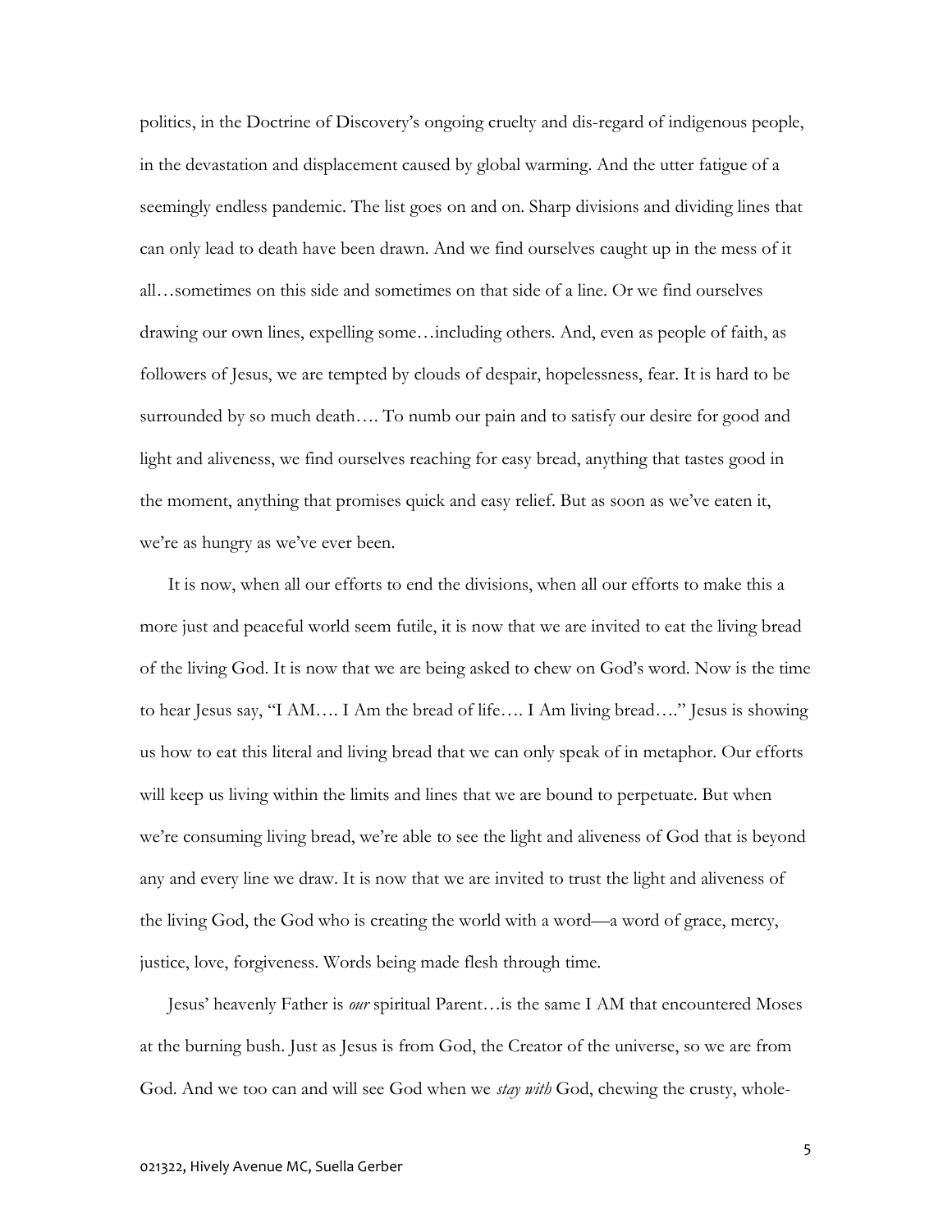politics, in the Doctrine of Discovery's ongoing cruelty and dis-regard of indigenous people, in the devastation and displacement caused by global warming. And the utter fatigue of a seemingly endless pandemic. The list goes on and on. Sharp divisions and dividing lines that can only lead to death have been drawn. And we find ourselves caught up in the mess of it all…sometimes on this side and sometimes on that side of a line. Or we find ourselves drawing our own lines, expelling some…including others. And, even as people of faith, as followers of Jesus, we are tempted by clouds of despair, hopelessness, fear. It is hard to be surrounded by so much death…. To numb our pain and to satisfy our desire for good and light and aliveness, we find ourselves reaching for easy bread, anything that tastes good in the moment, anything that promises quick and easy relief. But as soon as we've eaten it, we're as hungry as we've ever been.

It is now, when all our efforts to end the divisions, when all our efforts to make this a more just and peaceful world seem futile, it is now that we are invited to eat the living bread of the living God. It is now that we are being asked to chew on God's word. Now is the time to hear Jesus say, "I AM…. I Am the bread of life…. I Am living bread…." Jesus is showing us how to eat this literal and living bread that we can only speak of in metaphor. Our efforts will keep us living within the limits and lines that we are bound to perpetuate. But when we're consuming living bread, we're able to see the light and aliveness of God that is beyond any and every line we draw. It is now that we are invited to trust the light and aliveness of the living God, the God who is creating the world with a word—a word of grace, mercy, justice, love, forgiveness. Words being made flesh through time.

Jesus' heavenly Father is *our* spiritual Parent…is the same I AM that encountered Moses at the burning bush. Just as Jesus is from God, the Creator of the universe, so we are from God. And we too can and will see God when we *stay with* God, chewing the crusty, whole-

021322, Hively Avenue MC, Suella Gerber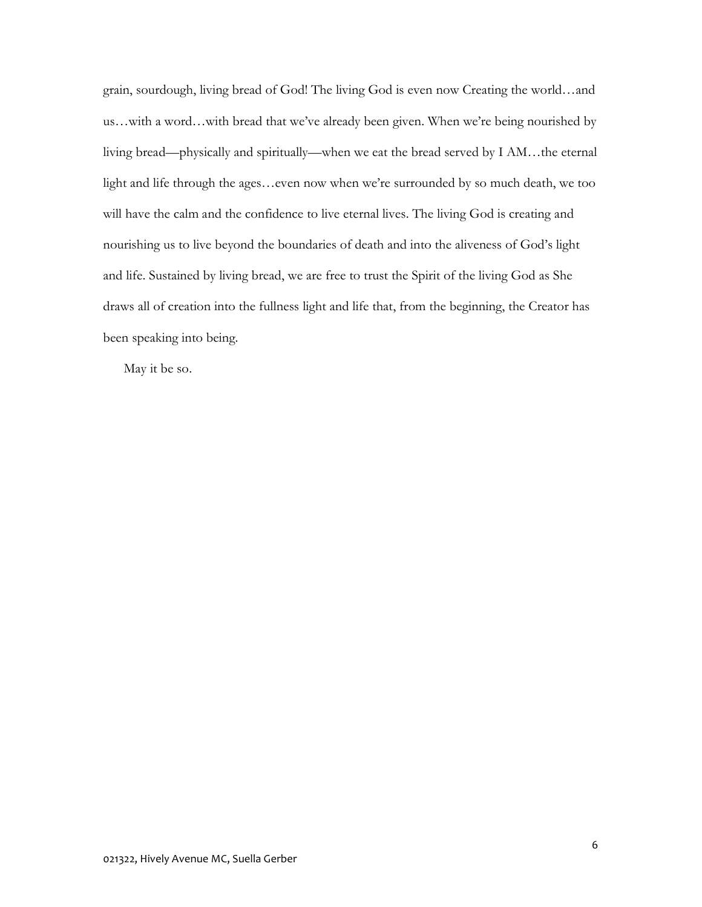grain, sourdough, living bread of God! The living God is even now Creating the world…and us…with a word…with bread that we've already been given. When we're being nourished by living bread—physically and spiritually—when we eat the bread served by I AM…the eternal light and life through the ages…even now when we're surrounded by so much death, we too will have the calm and the confidence to live eternal lives. The living God is creating and nourishing us to live beyond the boundaries of death and into the aliveness of God's light and life. Sustained by living bread, we are free to trust the Spirit of the living God as She draws all of creation into the fullness light and life that, from the beginning, the Creator has been speaking into being.

May it be so.